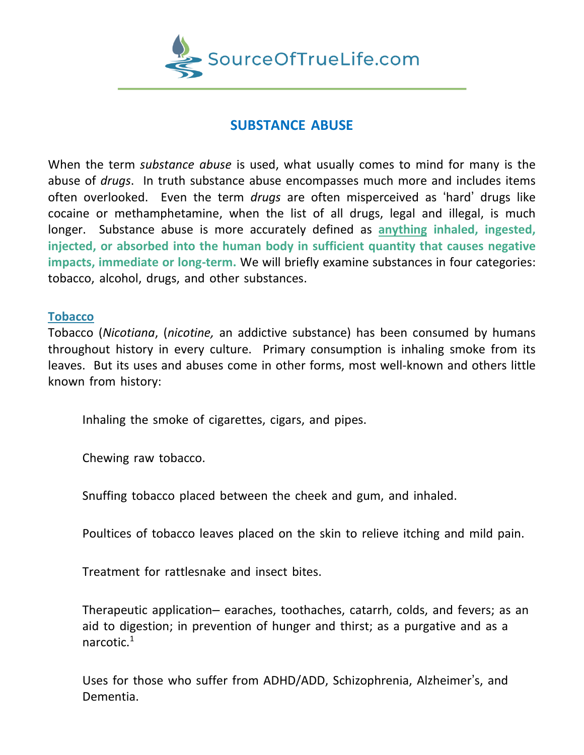# SUBSTANCE ABUSE

When the term *substance abuse* is used, what usually comes to mind for many is the abuse of *drugs*. In truth substance abuse encompasses much more and includes items often overlooked. Even the term *drugs* are often misperceived as 'hard' drugs like cocaine or methamphetamine, when the list of all drugs, legal and illegal, is much longer. Substance abuse is more accurately defined as **anything inhaled, ingested, injected, or absorbed into the human body in sufficient quantity that causes negative impacts, immediate or long-term.** We will briefly examine substances in four categories: tobacco, alcohol, drugs, and other substances.

## Tobacco

Tobacco (*Nicotiana*, (*nicotine,* an addictive substance) has been consumed by humans throughout history in every culture. Primary consumption is inhaling smoke from its leaves. But its uses and abuses come in other forms, most well-known and others little known from history:

> Inhaling the smoke of cigarettes, cigars, and pipes.
>
> Chewing raw tobacco.
>
> Snuffing tobacco placed between the cheek and gum, and inhaled.
>
> Poultices of tobacco leaves placed on the skin to relieve itching and mild pain.
>
> Treatment for rattlesnake and insect bites.
>
> Therapeutic application– earaches, toothaches, catarrh, colds, and fevers; as an aid to digestion; in prevention of hunger and thirst; as a purgative and as a narcotic.[1]
>
> Uses for those who suffer from ADHD/ADD, Schizophrenia, Alzheimer's, and Dementia.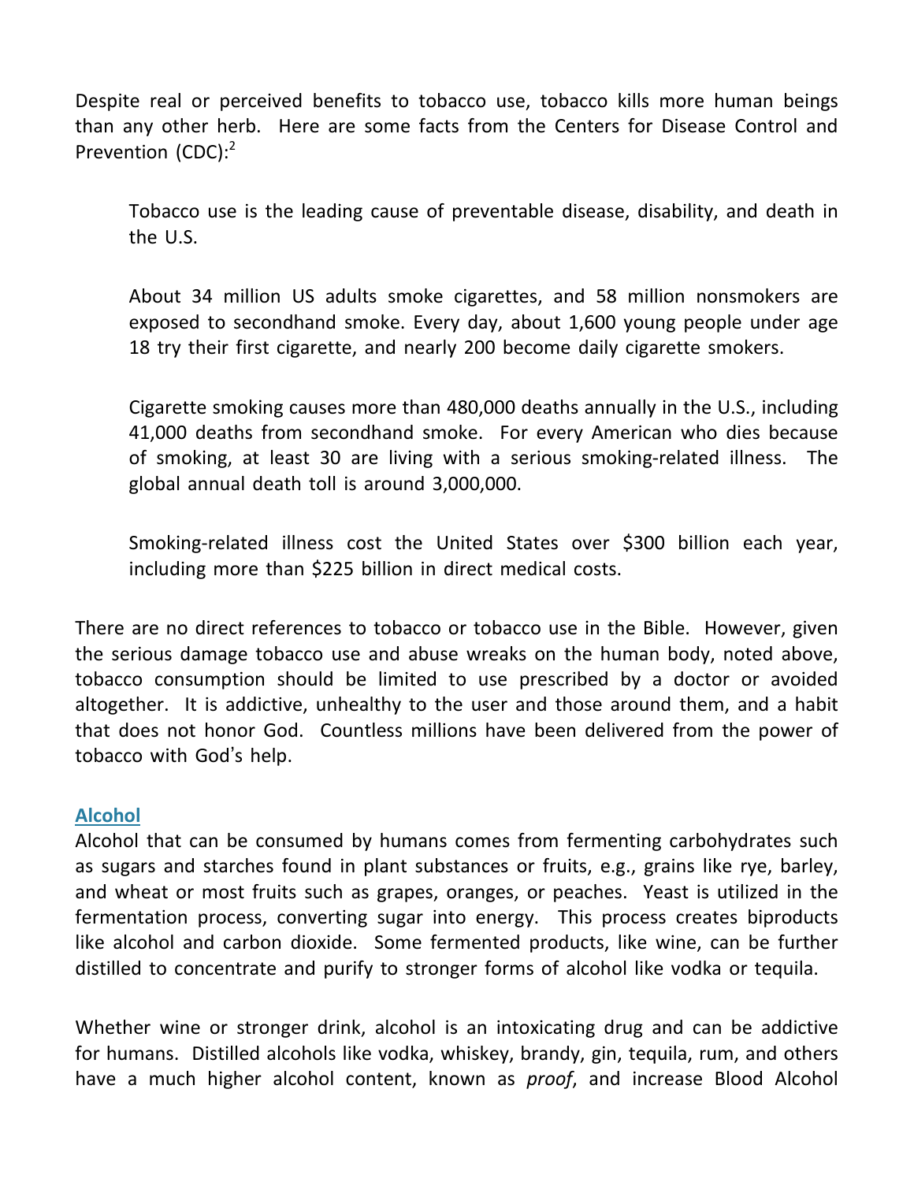Despite real or perceived benefits to tobacco use, tobacco kills more human beings than any other herb. Here are some facts from the Centers for Disease Control and Prevention (CDC):[2]

> Tobacco use is the leading cause of preventable disease, disability, and death in the U.S.
>
> About 34 million US adults smoke cigarettes, and 58 million nonsmokers are exposed to secondhand smoke. Every day, about 1,600 young people under age 18 try their first cigarette, and nearly 200 become daily cigarette smokers.
>
> Cigarette smoking causes more than 480,000 deaths annually in the U.S., including 41,000 deaths from secondhand smoke. For every American who dies because of smoking, at least 30 are living with a serious smoking-related illness. The global annual death toll is around 3,000,000.
>
> Smoking-related illness cost the United States over $300 billion each year, including more than $225 billion in direct medical costs.

There are no direct references to tobacco or tobacco use in the Bible. However, given the serious damage tobacco use and abuse wreaks on the human body, noted above, tobacco consumption should be limited to use prescribed by a doctor or avoided altogether. It is addictive, unhealthy to the user and those around them, and a habit that does not honor God. Countless millions have been delivered from the power of tobacco with God's help.

## Alcohol

Alcohol that can be consumed by humans comes from fermenting carbohydrates such as sugars and starches found in plant substances or fruits, e.g., grains like rye, barley, and wheat or most fruits such as grapes, oranges, or peaches. Yeast is utilized in the fermentation process, converting sugar into energy. This process creates biproducts like alcohol and carbon dioxide. Some fermented products, like wine, can be further distilled to concentrate and purify to stronger forms of alcohol like vodka or tequila.

Whether wine or stronger drink, alcohol is an intoxicating drug and can be addictive for humans. Distilled alcohols like vodka, whiskey, brandy, gin, tequila, rum, and others have a much higher alcohol content, known as *proof*, and increase Blood Alcohol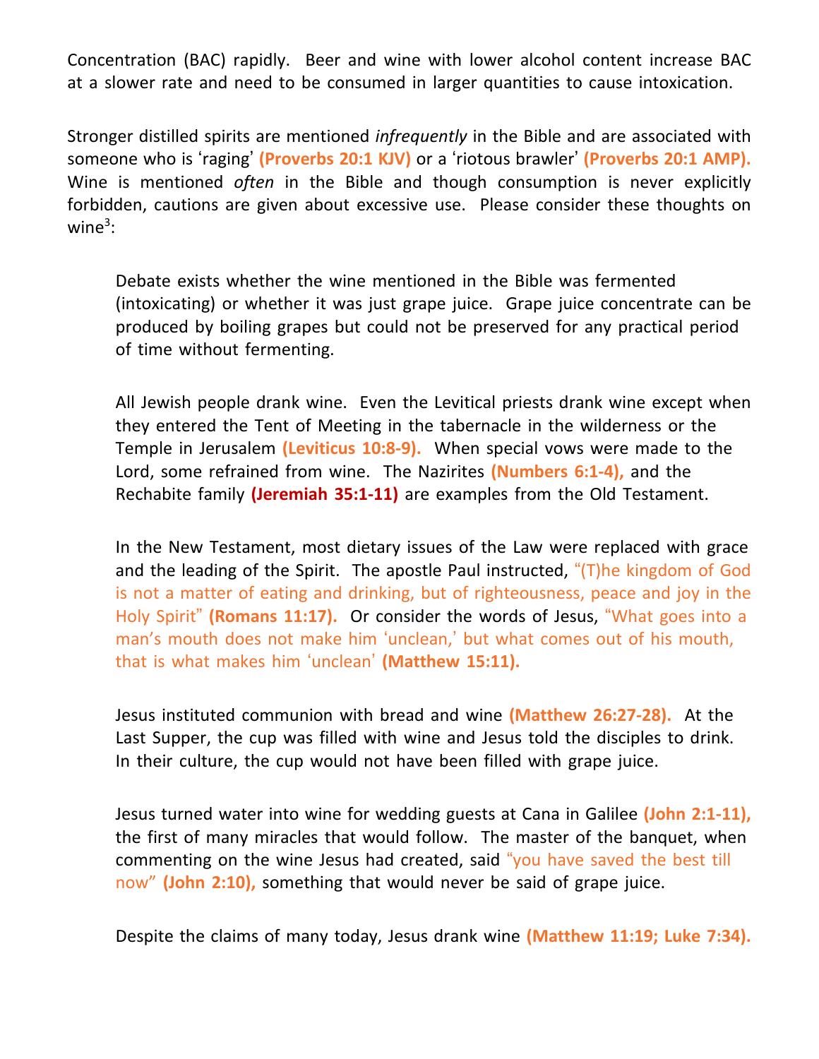Concentration (BAC) rapidly. Beer and wine with lower alcohol content increase BAC at a slower rate and need to be consumed in larger quantities to cause intoxication.

Stronger distilled spirits are mentioned *infrequently* in the Bible and are associated with someone who is 'raging' **(Proverbs 20:1 KJV)** or a 'riotous brawler' **(Proverbs 20:1 AMP).** Wine is mentioned *often* in the Bible and though consumption is never explicitly forbidden, cautions are given about excessive use. Please consider these thoughts on wine[3]:

> Debate exists whether the wine mentioned in the Bible was fermented (intoxicating) or whether it was just grape juice. Grape juice concentrate can be produced by boiling grapes but could not be preserved for any practical period of time without fermenting.
>
> All Jewish people drank wine. Even the Levitical priests drank wine except when they entered the Tent of Meeting in the tabernacle in the wilderness or the Temple in Jerusalem **(Leviticus 10:8-9).** When special vows were made to the Lord, some refrained from wine. The Nazirites **(Numbers 6:1-4),** and the Rechabite family **(Jeremiah 35:1-11)** are examples from the Old Testament.
>
> In the New Testament, most dietary issues of the Law were replaced with grace and the leading of the Spirit. The apostle Paul instructed, "(T)he kingdom of God is not a matter of eating and drinking, but of righteousness, peace and joy in the Holy Spirit" **(Romans 11:17).** Or consider the words of Jesus, "What goes into a man's mouth does not make him 'unclean,' but what comes out of his mouth, that is what makes him 'unclean' **(Matthew 15:11).**
>
> Jesus instituted communion with bread and wine **(Matthew 26:27-28).** At the Last Supper, the cup was filled with wine and Jesus told the disciples to drink. In their culture, the cup would not have been filled with grape juice.
>
> Jesus turned water into wine for wedding guests at Cana in Galilee **(John 2:1-11),** the first of many miracles that would follow. The master of the banquet, when commenting on the wine Jesus had created, said "you have saved the best till now" **(John 2:10),** something that would never be said of grape juice.
>
> Despite the claims of many today, Jesus drank wine **(Matthew 11:19; Luke 7:34).**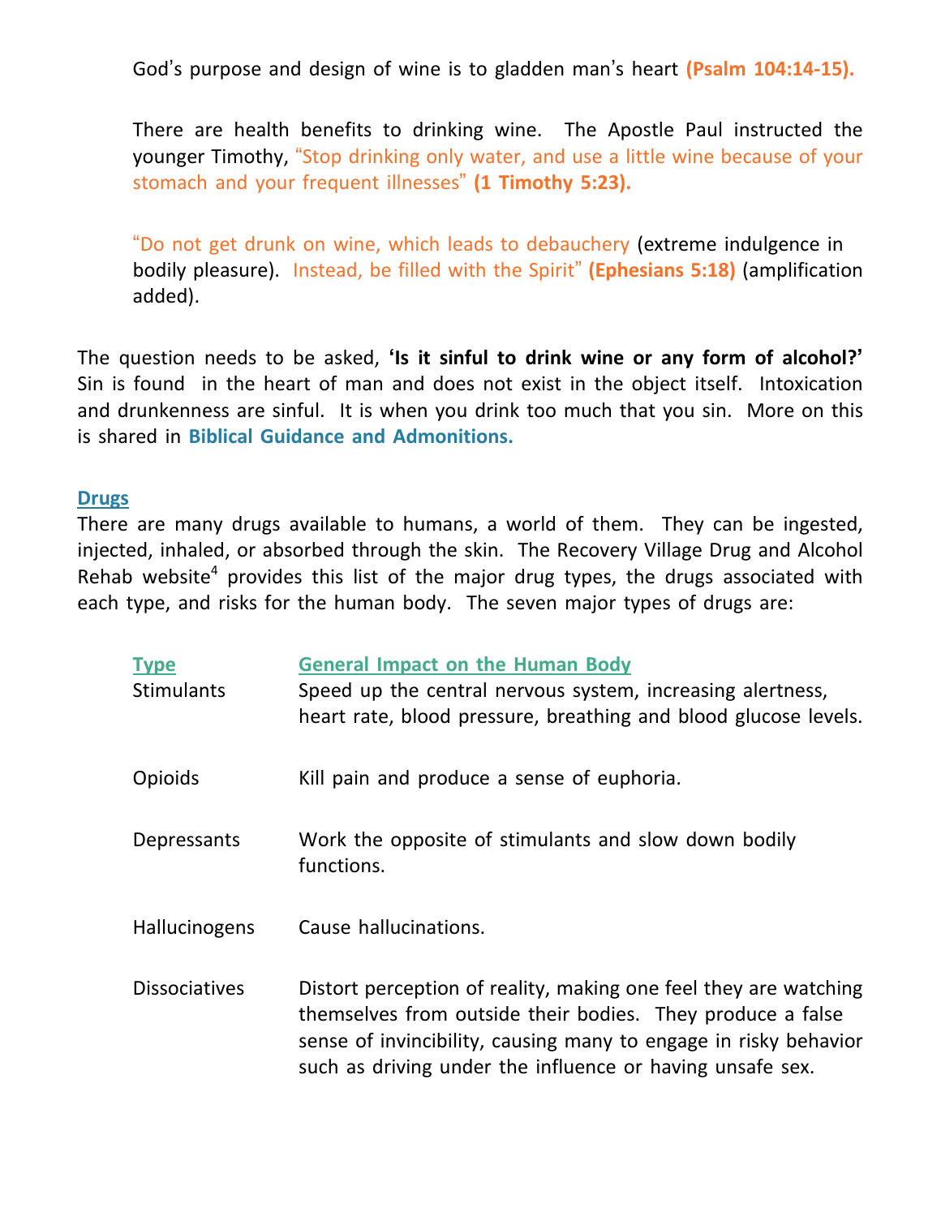God's purpose and design of wine is to gladden man's heart **(Psalm 104:14-15).**

There are health benefits to drinking wine. The Apostle Paul instructed the younger Timothy, "Stop drinking only water, and use a little wine because of your stomach and your frequent illnesses" **(1 Timothy 5:23).**

"Do not get drunk on wine, which leads to debauchery (extreme indulgence in bodily pleasure). Instead, be filled with the Spirit" **(Ephesians 5:18)** (amplification added).

The question needs to be asked, **'Is it sinful to drink wine or any form of alcohol?'** Sin is found in the heart of man and does not exist in the object itself. Intoxication and drunkenness are sinful. It is when you drink too much that you sin. More on this is shared in **Biblical Guidance and Admonitions.**

## Drugs

There are many drugs available to humans, a world of them. They can be ingested, injected, inhaled, or absorbed through the skin. The Recovery Village Drug and Alcohol Rehab website[4] provides this list of the major drug types, the drugs associated with each type, and risks for the human body. The seven major types of drugs are:

| Type | General Impact on the Human Body |
|---|---|
| Stimulants | Speed up the central nervous system, increasing alertness, heart rate, blood pressure, breathing and blood glucose levels. |
| Opioids | Kill pain and produce a sense of euphoria. |
| Depressants | Work the opposite of stimulants and slow down bodily functions. |
| Hallucinogens | Cause hallucinations. |
| Dissociatives | Distort perception of reality, making one feel they are watching themselves from outside their bodies. They produce a false sense of invincibility, causing many to engage in risky behavior such as driving under the influence or having unsafe sex. |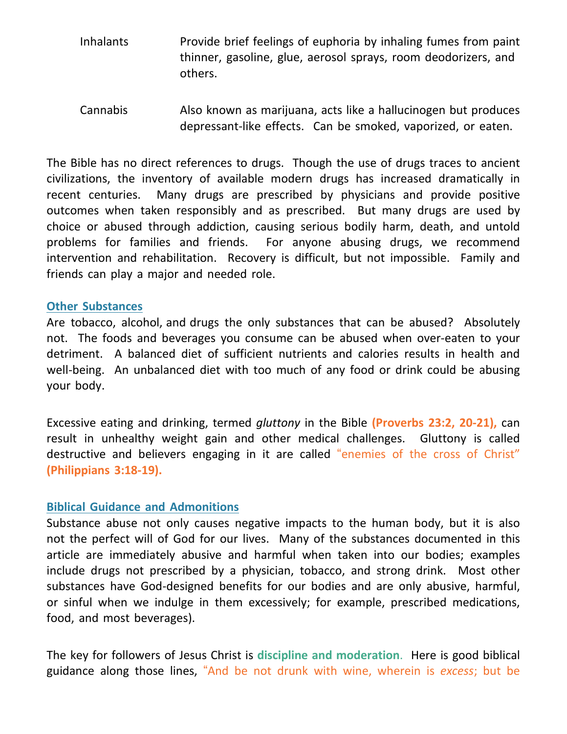Inhalants — Provide brief feelings of euphoria by inhaling fumes from paint thinner, gasoline, glue, aerosol sprays, room deodorizers, and others.

Cannabis — Also known as marijuana, acts like a hallucinogen but produces depressant-like effects. Can be smoked, vaporized, or eaten.

The Bible has no direct references to drugs. Though the use of drugs traces to ancient civilizations, the inventory of available modern drugs has increased dramatically in recent centuries. Many drugs are prescribed by physicians and provide positive outcomes when taken responsibly and as prescribed. But many drugs are used by choice or abused through addiction, causing serious bodily harm, death, and untold problems for families and friends. For anyone abusing drugs, we recommend intervention and rehabilitation. Recovery is difficult, but not impossible. Family and friends can play a major and needed role.

## Other Substances

Are tobacco, alcohol, and drugs the only substances that can be abused? Absolutely not. The foods and beverages you consume can be abused when over-eaten to your detriment. A balanced diet of sufficient nutrients and calories results in health and well-being. An unbalanced diet with too much of any food or drink could be abusing your body.

Excessive eating and drinking, termed *gluttony* in the Bible **(Proverbs 23:2, 20-21),** can result in unhealthy weight gain and other medical challenges. Gluttony is called destructive and believers engaging in it are called "enemies of the cross of Christ" **(Philippians 3:18-19).**

## Biblical Guidance and Admonitions

Substance abuse not only causes negative impacts to the human body, but it is also not the perfect will of God for our lives. Many of the substances documented in this article are immediately abusive and harmful when taken into our bodies; examples include drugs not prescribed by a physician, tobacco, and strong drink. Most other substances have God-designed benefits for our bodies and are only abusive, harmful, or sinful when we indulge in them excessively; for example, prescribed medications, food, and most beverages).

The key for followers of Jesus Christ is **discipline and moderation**. Here is good biblical guidance along those lines, "And be not drunk with wine, wherein is *excess*; but be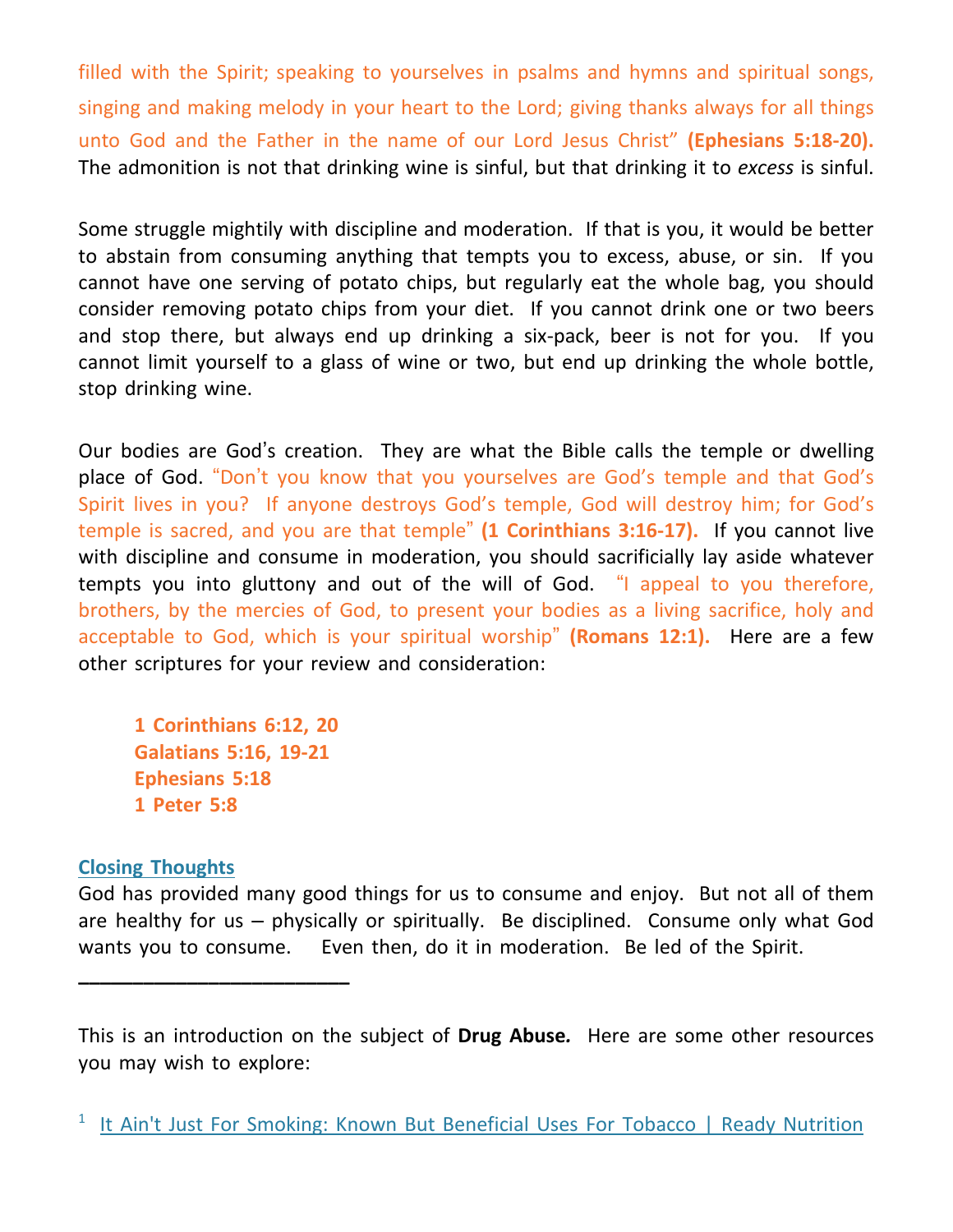filled with the Spirit; speaking to yourselves in psalms and hymns and spiritual songs, singing and making melody in your heart to the Lord; giving thanks always for all things unto God and the Father in the name of our Lord Jesus Christ" **(Ephesians 5:18-20).** The admonition is not that drinking wine is sinful, but that drinking it to *excess* is sinful.

Some struggle mightily with discipline and moderation. If that is you, it would be better to abstain from consuming anything that tempts you to excess, abuse, or sin. If you cannot have one serving of potato chips, but regularly eat the whole bag, you should consider removing potato chips from your diet. If you cannot drink one or two beers and stop there, but always end up drinking a six-pack, beer is not for you. If you cannot limit yourself to a glass of wine or two, but end up drinking the whole bottle, stop drinking wine.

Our bodies are God's creation. They are what the Bible calls the temple or dwelling place of God. "Don't you know that you yourselves are God's temple and that God's Spirit lives in you? If anyone destroys God's temple, God will destroy him; for God's temple is sacred, and you are that temple" **(1 Corinthians 3:16-17).** If you cannot live with discipline and consume in moderation, you should sacrificially lay aside whatever tempts you into gluttony and out of the will of God. "I appeal to you therefore, brothers, by the mercies of God, to present your bodies as a living sacrifice, holy and acceptable to God, which is your spiritual worship" **(Romans 12:1).** Here are a few other scriptures for your review and consideration:

**1 Corinthians 6:12, 20**
**Galatians 5:16, 19-21**
**Ephesians 5:18**
**1 Peter 5:8**

## Closing Thoughts

God has provided many good things for us to consume and enjoy. But not all of them are healthy for us – physically or spiritually. Be disciplined. Consume only what God wants you to consume. Even then, do it in moderation. Be led of the Spirit.

---

This is an introduction on the subject of **Drug Abuse.** Here are some other resources you may wish to explore:

[1] It Ain't Just For Smoking: Known But Beneficial Uses For Tobacco | Ready Nutrition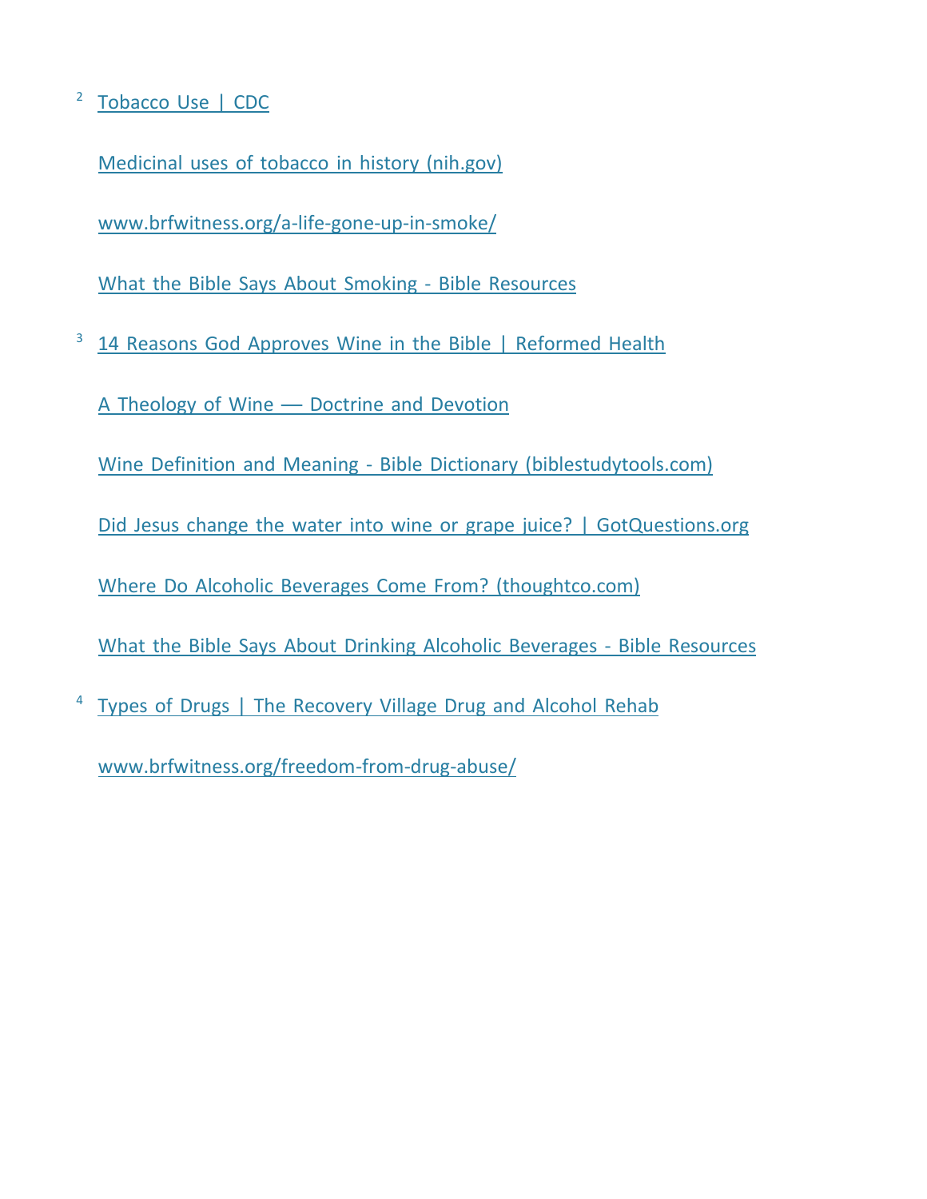[2] Tobacco Use | CDC

Medicinal uses of tobacco in history (nih.gov)

www.brfwitness.org/a-life-gone-up-in-smoke/

What the Bible Says About Smoking - Bible Resources

[3] 14 Reasons God Approves Wine in the Bible | Reformed Health

A Theology of Wine — Doctrine and Devotion

Wine Definition and Meaning - Bible Dictionary (biblestudytools.com)

Did Jesus change the water into wine or grape juice? | GotQuestions.org

Where Do Alcoholic Beverages Come From? (thoughtco.com)

What the Bible Says About Drinking Alcoholic Beverages - Bible Resources

[4] Types of Drugs | The Recovery Village Drug and Alcohol Rehab

www.brfwitness.org/freedom-from-drug-abuse/